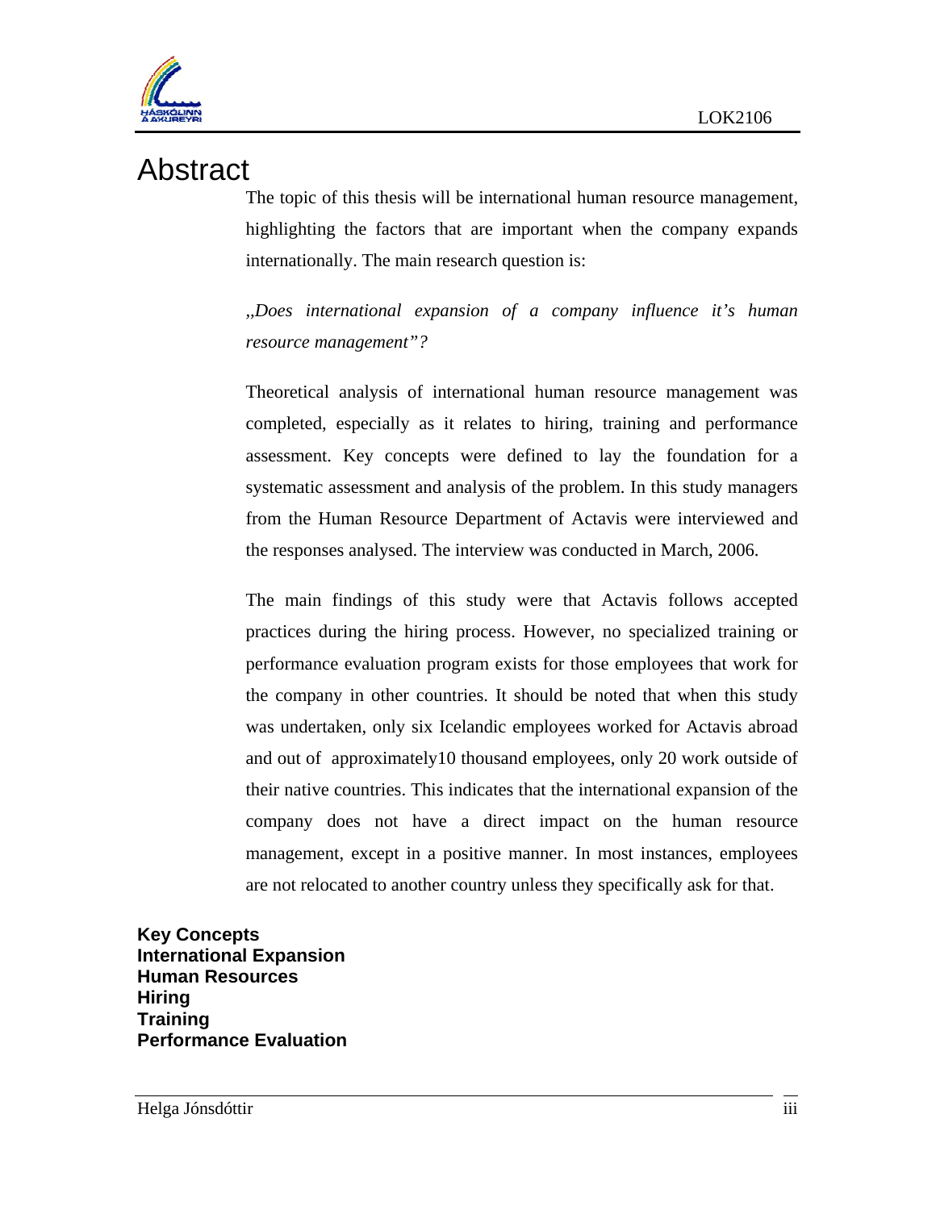# Abstract

The topic of this thesis will be international human resource management, highlighting the factors that are important when the company expands internationally. The main research question is:

*„Does international expansion of a company influence it's human resource management"?*

Theoretical analysis of international human resource management was completed, especially as it relates to hiring, training and performance assessment. Key concepts were defined to lay the foundation for a systematic assessment and analysis of the problem. In this study managers from the Human Resource Department of Actavis were interviewed and the responses analysed. The interview was conducted in March, 2006.

The main findings of this study were that Actavis follows accepted practices during the hiring process. However, no specialized training or performance evaluation program exists for those employees that work for the company in other countries. It should be noted that when this study was undertaken, only six Icelandic employees worked for Actavis abroad and out of approximately10 thousand employees, only 20 work outside of their native countries. This indicates that the international expansion of the company does not have a direct impact on the human resource management, except in a positive manner. In most instances, employees are not relocated to another country unless they specifically ask for that.

**Key Concepts**
**International Expansion**
**Human Resources**
**Hiring**
**Training**
**Performance Evaluation**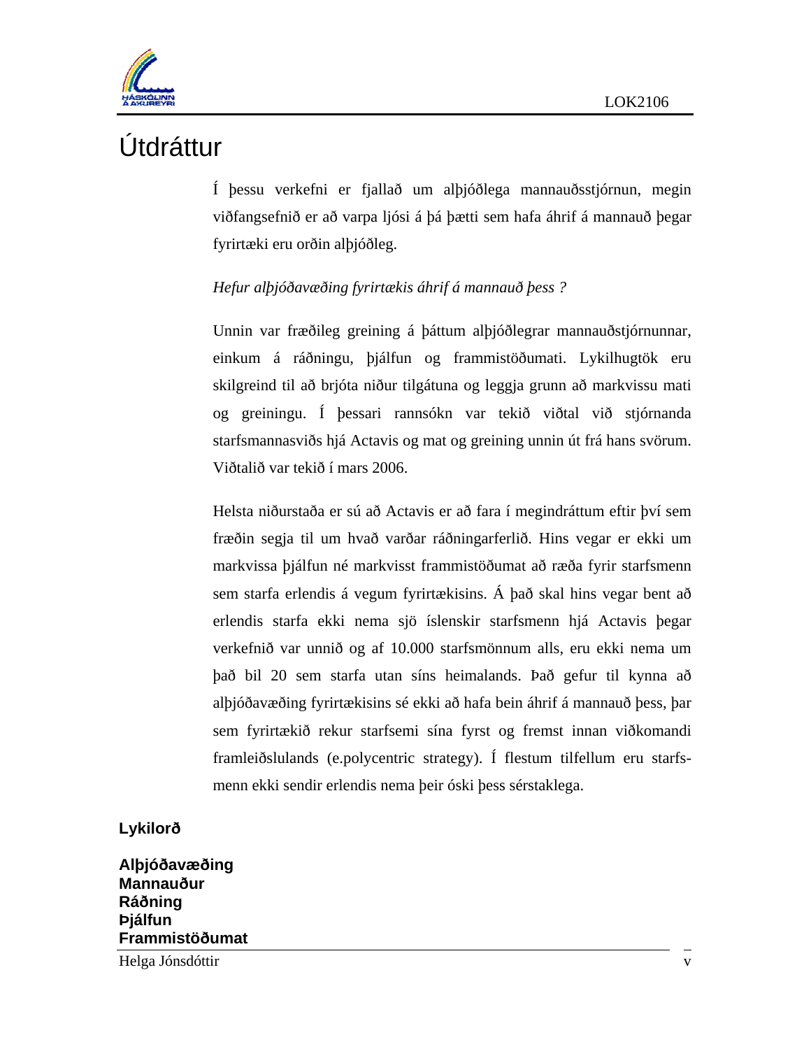# Útdráttur

Í þessu verkefni er fjallað um alþjóðlega mannauðsstjórnun, megin viðfangsefnið er að varpa ljósi á þá þætti sem hafa áhrif á mannauð þegar fyrirtæki eru orðin alþjóðleg.

*Hefur alþjóðavæðing fyrirtækis áhrif á mannauð þess ?*

Unnin var fræðileg greining á þáttum alþjóðlegrar mannauðstjórnunnar, einkum á ráðningu, þjálfun og frammistöðumati. Lykilhugtök eru skilgreind til að brjóta niður tilgátuna og leggja grunn að markvissu mati og greiningu. Í þessari rannsókn var tekið viðtal við stjórnanda starfsmannasviðs hjá Actavis og mat og greining unnin út frá hans svörum. Viðtalið var tekið í mars 2006.

Helsta niðurstaða er sú að Actavis er að fara í megindráttum eftir því sem fræðin segja til um hvað varðar ráðningarferlið. Hins vegar er ekki um markvissa þjálfun né markvisst frammistöðumat að ræða fyrir starfsmenn sem starfa erlendis á vegum fyrirtækisins. Á það skal hins vegar bent að erlendis starfa ekki nema sjö íslenskir starfsmenn hjá Actavis þegar verkefnið var unnið og af 10.000 starfsmönnum alls, eru ekki nema um það bil 20 sem starfa utan síns heimalands. Það gefur til kynna að alþjóðavæðing fyrirtækisins sé ekki að hafa bein áhrif á mannauð þess, þar sem fyrirtækið rekur starfsemi sína fyrst og fremst innan viðkomandi framleiðslulands (e.polycentric strategy). Í flestum tilfellum eru starfsmenn ekki sendir erlendis nema þeir óski þess sérstaklega.

**Lykilorð**

**Alþjóðavæðing**
**Mannauður**
**Ráðning**
**Þjálfun**
**Frammistöðumat**